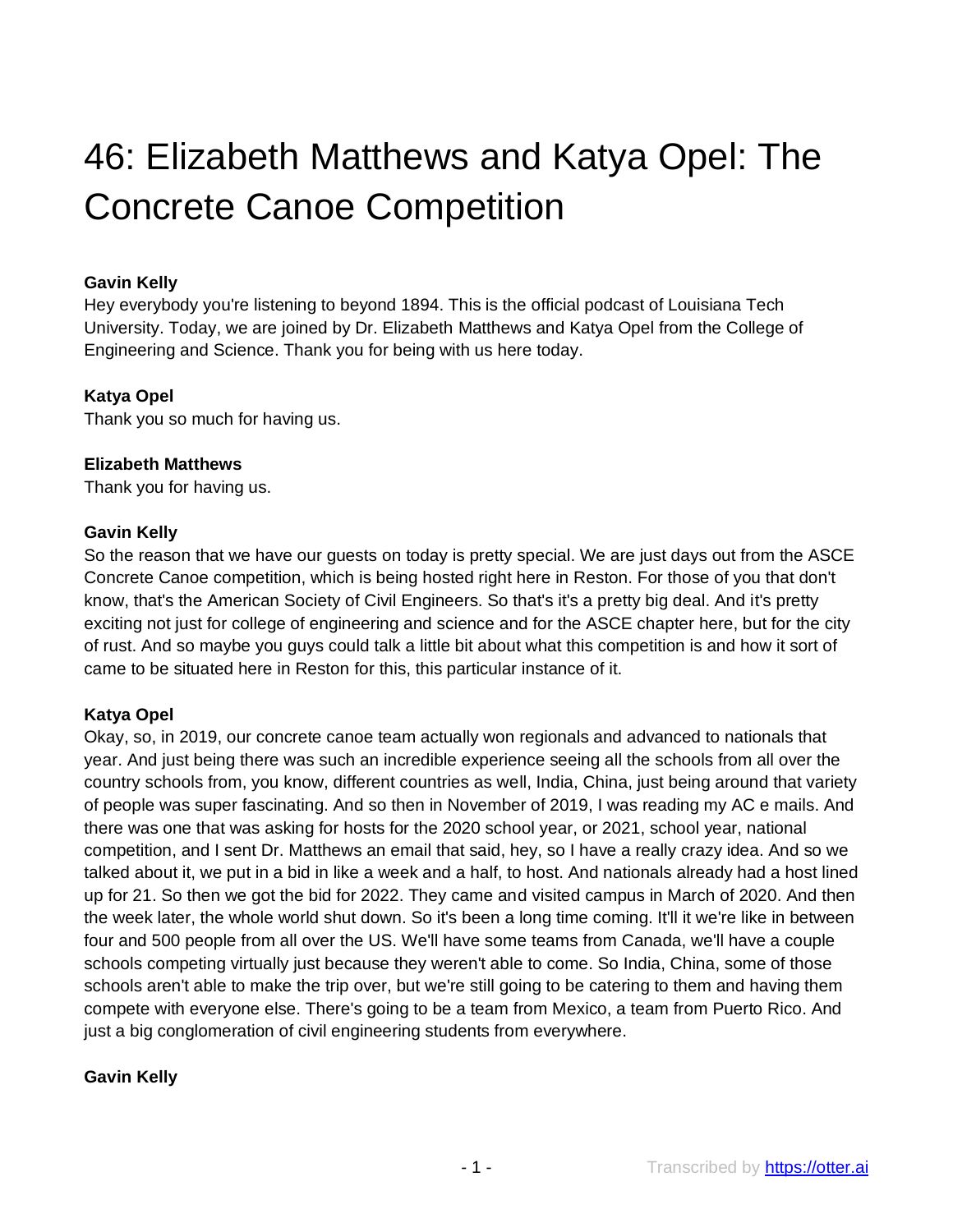# 46: Elizabeth Matthews and Katya Opel: The Concrete Canoe Competition

**Gavin Kelly**
Hey everybody you're listening to beyond 1894. This is the official podcast of Louisiana Tech University. Today, we are joined by Dr. Elizabeth Matthews and Katya Opel from the College of Engineering and Science. Thank you for being with us here today.

**Katya Opel**
Thank you so much for having us.

**Elizabeth Matthews**
Thank you for having us.

**Gavin Kelly**
So the reason that we have our guests on today is pretty special. We are just days out from the ASCE Concrete Canoe competition, which is being hosted right here in Reston. For those of you that don't know, that's the American Society of Civil Engineers. So that's it's a pretty big deal. And it's pretty exciting not just for college of engineering and science and for the ASCE chapter here, but for the city of rust. And so maybe you guys could talk a little bit about what this competition is and how it sort of came to be situated here in Reston for this, this particular instance of it.

**Katya Opel**
Okay, so, in 2019, our concrete canoe team actually won regionals and advanced to nationals that year. And just being there was such an incredible experience seeing all the schools from all over the country schools from, you know, different countries as well, India, China, just being around that variety of people was super fascinating. And so then in November of 2019, I was reading my AC e mails. And there was one that was asking for hosts for the 2020 school year, or 2021, school year, national competition, and I sent Dr. Matthews an email that said, hey, so I have a really crazy idea. And so we talked about it, we put in a bid in like a week and a half, to host. And nationals already had a host lined up for 21. So then we got the bid for 2022. They came and visited campus in March of 2020. And then the week later, the whole world shut down. So it's been a long time coming. It'll it we're like in between four and 500 people from all over the US. We'll have some teams from Canada, we'll have a couple schools competing virtually just because they weren't able to come. So India, China, some of those schools aren't able to make the trip over, but we're still going to be catering to them and having them compete with everyone else. There's going to be a team from Mexico, a team from Puerto Rico. And just a big conglomeration of civil engineering students from everywhere.

**Gavin Kelly**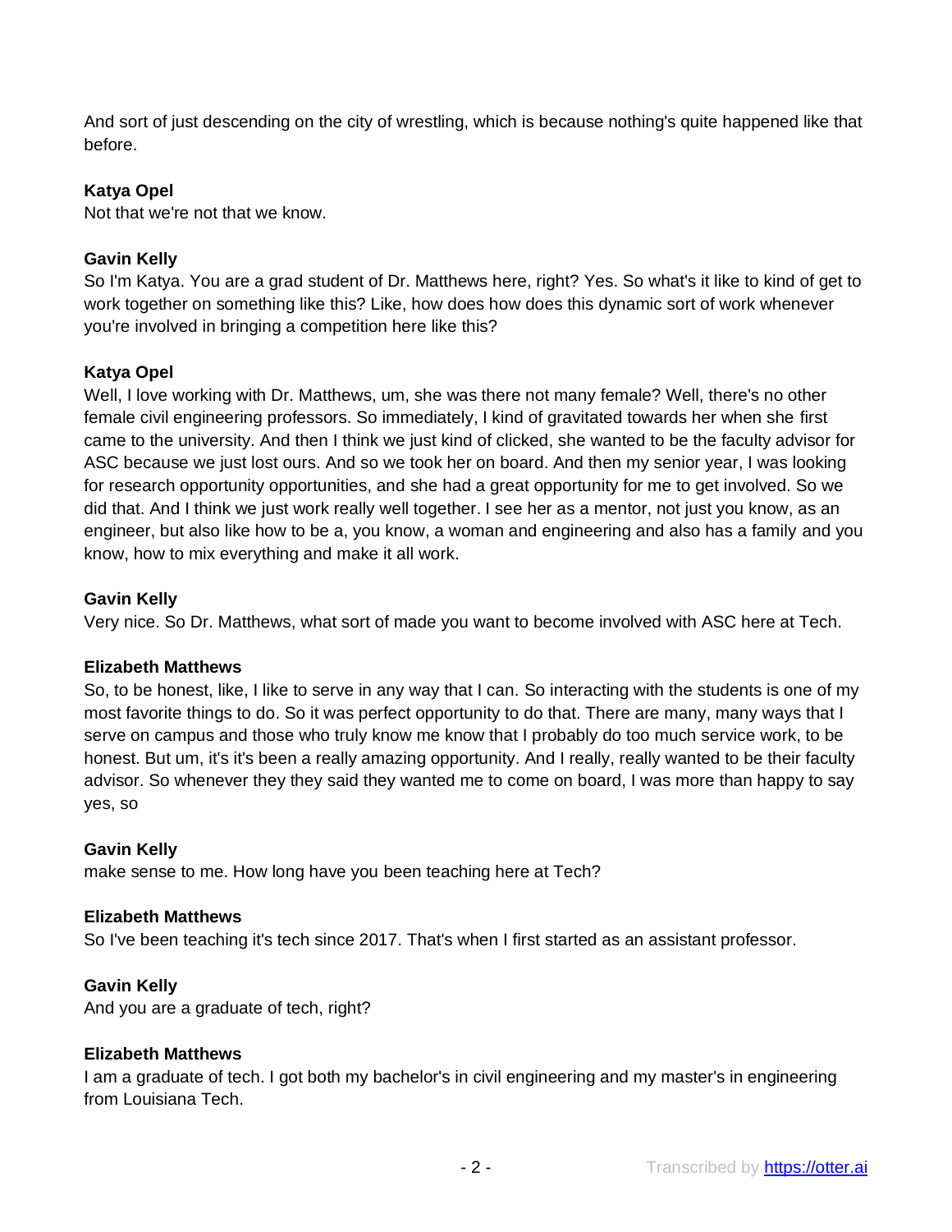And sort of just descending on the city of wrestling, which is because nothing's quite happened like that before.

**Katya Opel**
Not that we're not that we know.

**Gavin Kelly**
So I'm Katya. You are a grad student of Dr. Matthews here, right? Yes. So what's it like to kind of get to work together on something like this? Like, how does how does this dynamic sort of work whenever you're involved in bringing a competition here like this?

**Katya Opel**
Well, I love working with Dr. Matthews, um, she was there not many female? Well, there's no other female civil engineering professors. So immediately, I kind of gravitated towards her when she first came to the university. And then I think we just kind of clicked, she wanted to be the faculty advisor for ASC because we just lost ours. And so we took her on board. And then my senior year, I was looking for research opportunity opportunities, and she had a great opportunity for me to get involved. So we did that. And I think we just work really well together. I see her as a mentor, not just you know, as an engineer, but also like how to be a, you know, a woman and engineering and also has a family and you know, how to mix everything and make it all work.

**Gavin Kelly**
Very nice. So Dr. Matthews, what sort of made you want to become involved with ASC here at Tech.

**Elizabeth Matthews**
So, to be honest, like, I like to serve in any way that I can. So interacting with the students is one of my most favorite things to do. So it was perfect opportunity to do that. There are many, many ways that I serve on campus and those who truly know me know that I probably do too much service work, to be honest. But um, it's it's been a really amazing opportunity. And I really, really wanted to be their faculty advisor. So whenever they they said they wanted me to come on board, I was more than happy to say yes, so

**Gavin Kelly**
make sense to me. How long have you been teaching here at Tech?

**Elizabeth Matthews**
So I've been teaching it's tech since 2017. That's when I first started as an assistant professor.

**Gavin Kelly**
And you are a graduate of tech, right?

**Elizabeth Matthews**
I am a graduate of tech. I got both my bachelor's in civil engineering and my master's in engineering from Louisiana Tech.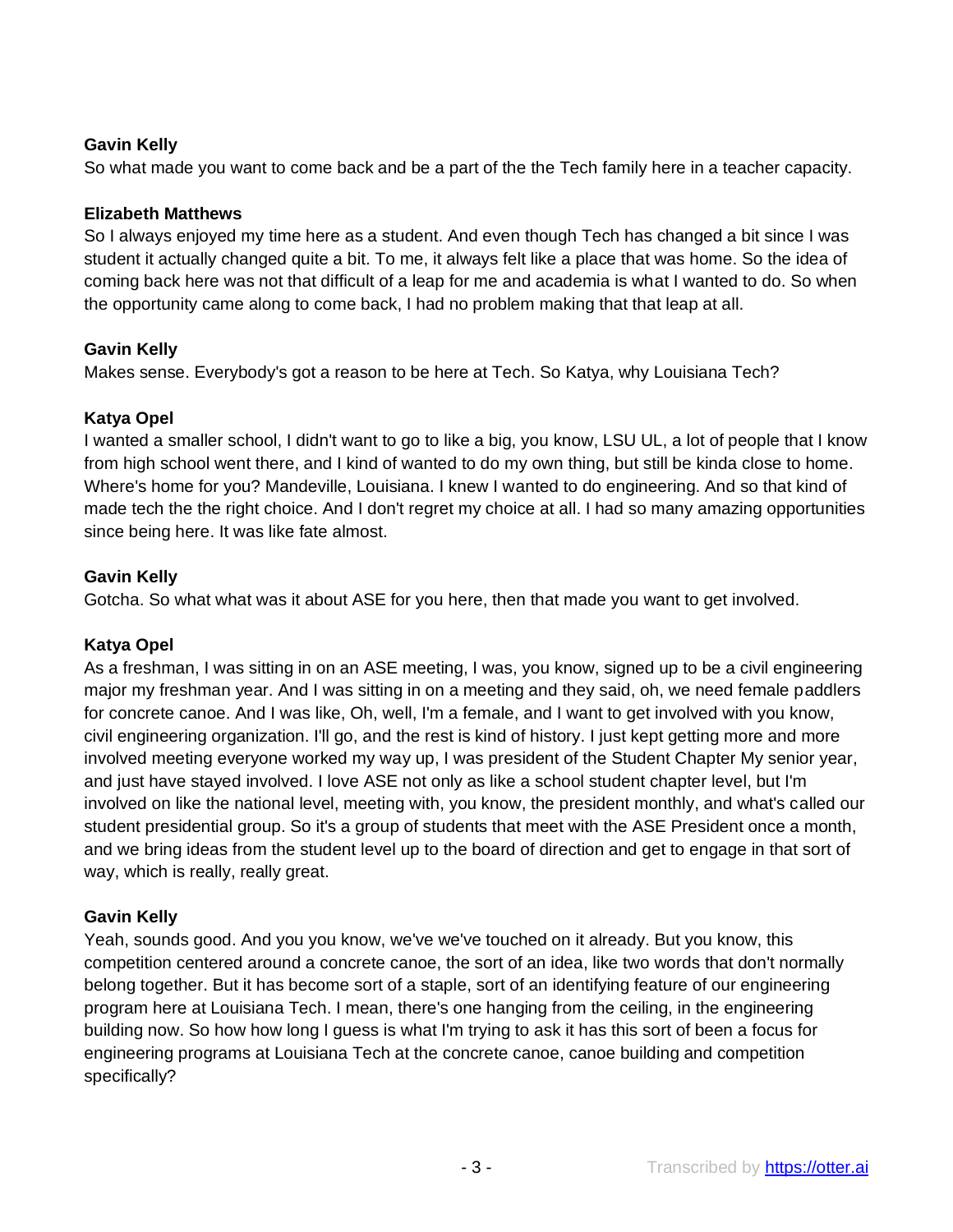**Gavin Kelly**
So what made you want to come back and be a part of the the Tech family here in a teacher capacity.

**Elizabeth Matthews**
So I always enjoyed my time here as a student. And even though Tech has changed a bit since I was student it actually changed quite a bit. To me, it always felt like a place that was home. So the idea of coming back here was not that difficult of a leap for me and academia is what I wanted to do. So when the opportunity came along to come back, I had no problem making that that leap at all.

**Gavin Kelly**
Makes sense. Everybody's got a reason to be here at Tech. So Katya, why Louisiana Tech?

**Katya Opel**
I wanted a smaller school, I didn't want to go to like a big, you know, LSU UL, a lot of people that I know from high school went there, and I kind of wanted to do my own thing, but still be kinda close to home. Where's home for you? Mandeville, Louisiana. I knew I wanted to do engineering. And so that kind of made tech the the right choice. And I don't regret my choice at all. I had so many amazing opportunities since being here. It was like fate almost.

**Gavin Kelly**
Gotcha. So what what was it about ASE for you here, then that made you want to get involved.

**Katya Opel**
As a freshman, I was sitting in on an ASE meeting, I was, you know, signed up to be a civil engineering major my freshman year. And I was sitting in on a meeting and they said, oh, we need female paddlers for concrete canoe. And I was like, Oh, well, I'm a female, and I want to get involved with you know, civil engineering organization. I'll go, and the rest is kind of history. I just kept getting more and more involved meeting everyone worked my way up, I was president of the Student Chapter My senior year, and just have stayed involved. I love ASE not only as like a school student chapter level, but I'm involved on like the national level, meeting with, you know, the president monthly, and what's called our student presidential group. So it's a group of students that meet with the ASE President once a month, and we bring ideas from the student level up to the board of direction and get to engage in that sort of way, which is really, really great.

**Gavin Kelly**
Yeah, sounds good. And you you know, we've we've touched on it already. But you know, this competition centered around a concrete canoe, the sort of an idea, like two words that don't normally belong together. But it has become sort of a staple, sort of an identifying feature of our engineering program here at Louisiana Tech. I mean, there's one hanging from the ceiling, in the engineering building now. So how how long I guess is what I'm trying to ask it has this sort of been a focus for engineering programs at Louisiana Tech at the concrete canoe, canoe building and competition specifically?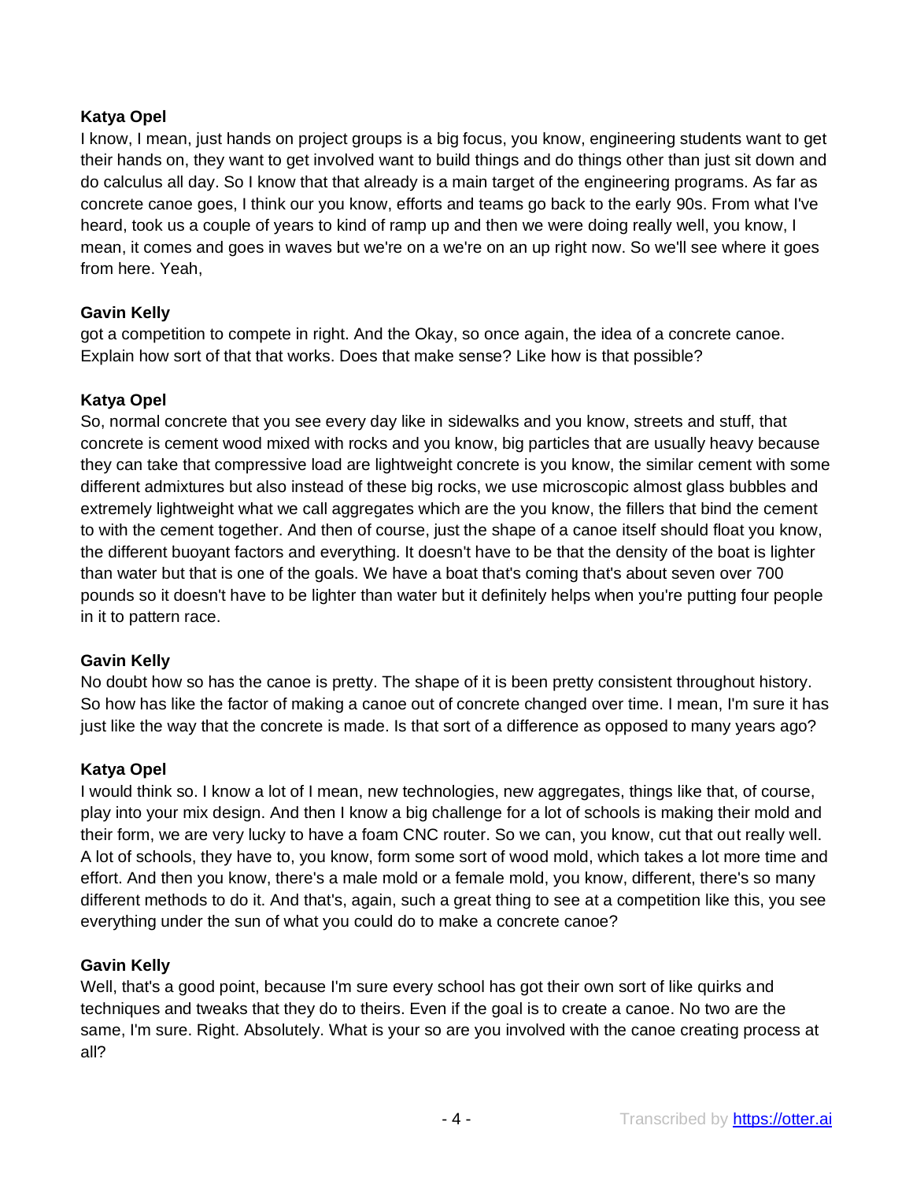**Katya Opel**
I know, I mean, just hands on project groups is a big focus, you know, engineering students want to get their hands on, they want to get involved want to build things and do things other than just sit down and do calculus all day. So I know that that already is a main target of the engineering programs. As far as concrete canoe goes, I think our you know, efforts and teams go back to the early 90s. From what I've heard, took us a couple of years to kind of ramp up and then we were doing really well, you know, I mean, it comes and goes in waves but we're on a we're on an up right now. So we'll see where it goes from here. Yeah,

**Gavin Kelly**
got a competition to compete in right. And the Okay, so once again, the idea of a concrete canoe. Explain how sort of that that works. Does that make sense? Like how is that possible?

**Katya Opel**
So, normal concrete that you see every day like in sidewalks and you know, streets and stuff, that concrete is cement wood mixed with rocks and you know, big particles that are usually heavy because they can take that compressive load are lightweight concrete is you know, the similar cement with some different admixtures but also instead of these big rocks, we use microscopic almost glass bubbles and extremely lightweight what we call aggregates which are the you know, the fillers that bind the cement to with the cement together. And then of course, just the shape of a canoe itself should float you know, the different buoyant factors and everything. It doesn't have to be that the density of the boat is lighter than water but that is one of the goals. We have a boat that's coming that's about seven over 700 pounds so it doesn't have to be lighter than water but it definitely helps when you're putting four people in it to pattern race.

**Gavin Kelly**
No doubt how so has the canoe is pretty. The shape of it is been pretty consistent throughout history. So how has like the factor of making a canoe out of concrete changed over time. I mean, I'm sure it has just like the way that the concrete is made. Is that sort of a difference as opposed to many years ago?

**Katya Opel**
I would think so. I know a lot of I mean, new technologies, new aggregates, things like that, of course, play into your mix design. And then I know a big challenge for a lot of schools is making their mold and their form, we are very lucky to have a foam CNC router. So we can, you know, cut that out really well. A lot of schools, they have to, you know, form some sort of wood mold, which takes a lot more time and effort. And then you know, there's a male mold or a female mold, you know, different, there's so many different methods to do it. And that's, again, such a great thing to see at a competition like this, you see everything under the sun of what you could do to make a concrete canoe?

**Gavin Kelly**
Well, that's a good point, because I'm sure every school has got their own sort of like quirks and techniques and tweaks that they do to theirs. Even if the goal is to create a canoe. No two are the same, I'm sure. Right. Absolutely. What is your so are you involved with the canoe creating process at all?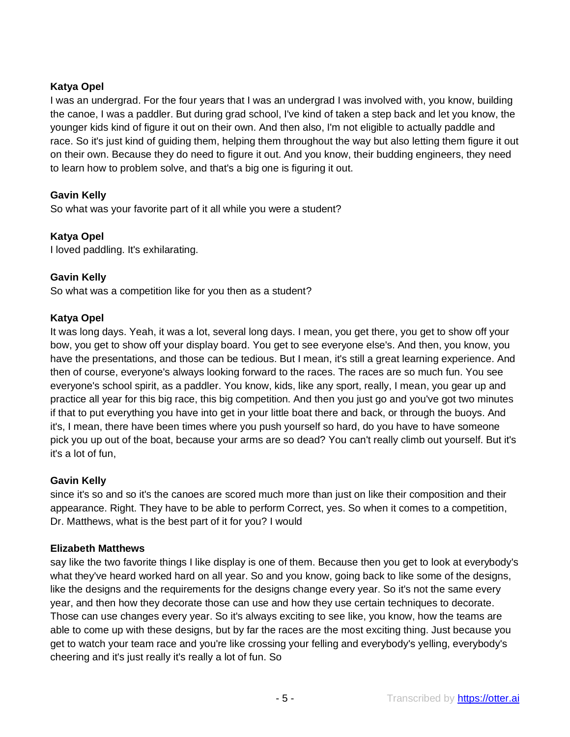**Katya Opel**

I was an undergrad. For the four years that I was an undergrad I was involved with, you know, building the canoe, I was a paddler. But during grad school, I've kind of taken a step back and let you know, the younger kids kind of figure it out on their own. And then also, I'm not eligible to actually paddle and race. So it's just kind of guiding them, helping them throughout the way but also letting them figure it out on their own. Because they do need to figure it out. And you know, their budding engineers, they need to learn how to problem solve, and that's a big one is figuring it out.

**Gavin Kelly**

So what was your favorite part of it all while you were a student?

**Katya Opel**

I loved paddling. It's exhilarating.

**Gavin Kelly**

So what was a competition like for you then as a student?

**Katya Opel**

It was long days. Yeah, it was a lot, several long days. I mean, you get there, you get to show off your bow, you get to show off your display board. You get to see everyone else's. And then, you know, you have the presentations, and those can be tedious. But I mean, it's still a great learning experience. And then of course, everyone's always looking forward to the races. The races are so much fun. You see everyone's school spirit, as a paddler. You know, kids, like any sport, really, I mean, you gear up and practice all year for this big race, this big competition. And then you just go and you've got two minutes if that to put everything you have into get in your little boat there and back, or through the buoys. And it's, I mean, there have been times where you push yourself so hard, do you have to have someone pick you up out of the boat, because your arms are so dead? You can't really climb out yourself. But it's it's a lot of fun,

**Gavin Kelly**

since it's so and so it's the canoes are scored much more than just on like their composition and their appearance. Right. They have to be able to perform Correct, yes. So when it comes to a competition, Dr. Matthews, what is the best part of it for you? I would

**Elizabeth Matthews**

say like the two favorite things I like display is one of them. Because then you get to look at everybody's what they've heard worked hard on all year. So and you know, going back to like some of the designs, like the designs and the requirements for the designs change every year. So it's not the same every year, and then how they decorate those can use and how they use certain techniques to decorate. Those can use changes every year. So it's always exciting to see like, you know, how the teams are able to come up with these designs, but by far the races are the most exciting thing. Just because you get to watch your team race and you're like crossing your felling and everybody's yelling, everybody's cheering and it's just really it's really a lot of fun. So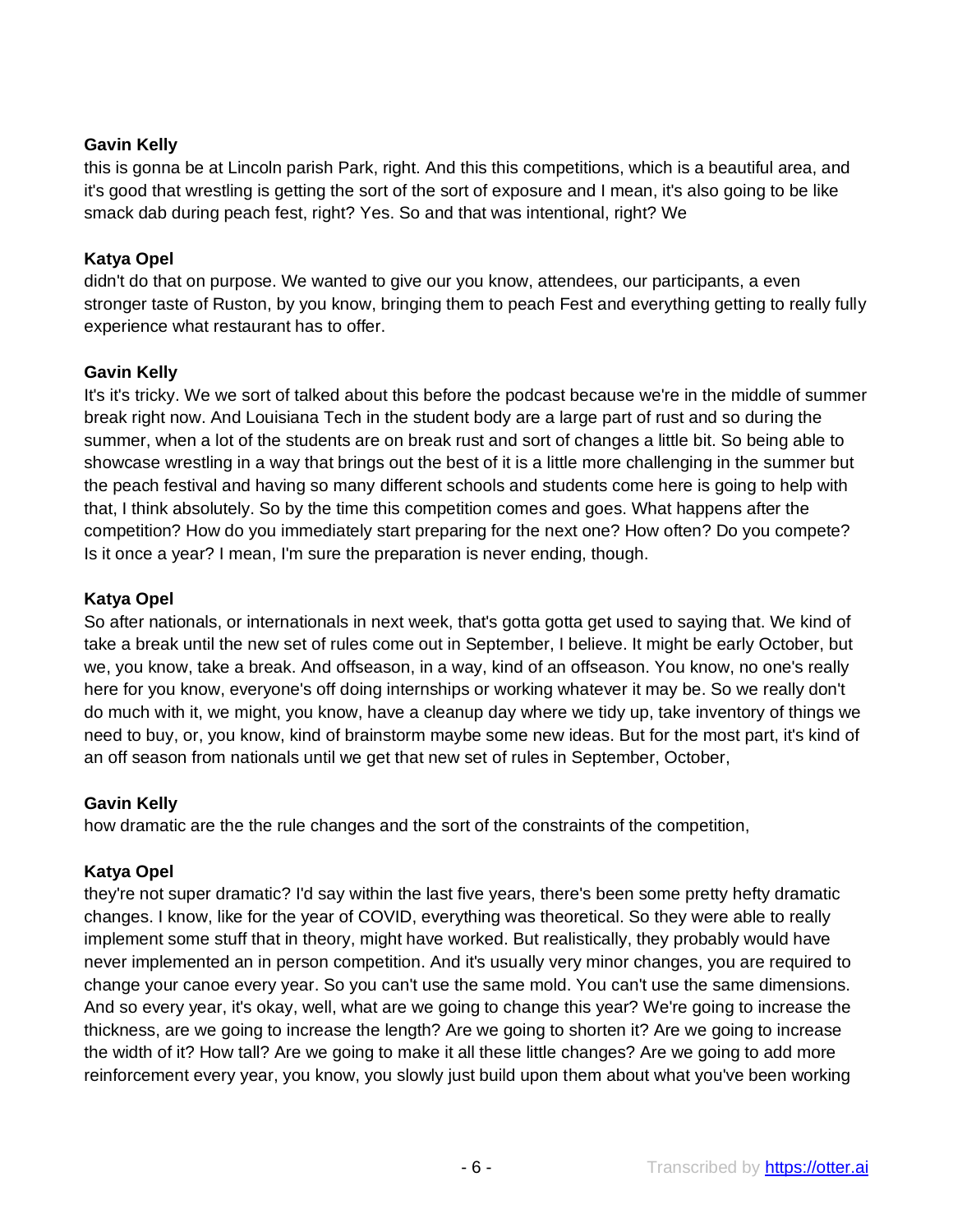**Gavin Kelly**
this is gonna be at Lincoln parish Park, right. And this this competitions, which is a beautiful area, and it's good that wrestling is getting the sort of the sort of exposure and I mean, it's also going to be like smack dab during peach fest, right? Yes. So and that was intentional, right? We

**Katya Opel**
didn't do that on purpose. We wanted to give our you know, attendees, our participants, a even stronger taste of Ruston, by you know, bringing them to peach Fest and everything getting to really fully experience what restaurant has to offer.

**Gavin Kelly**
It's it's tricky. We we sort of talked about this before the podcast because we're in the middle of summer break right now. And Louisiana Tech in the student body are a large part of rust and so during the summer, when a lot of the students are on break rust and sort of changes a little bit. So being able to showcase wrestling in a way that brings out the best of it is a little more challenging in the summer but the peach festival and having so many different schools and students come here is going to help with that, I think absolutely. So by the time this competition comes and goes. What happens after the competition? How do you immediately start preparing for the next one? How often? Do you compete? Is it once a year? I mean, I'm sure the preparation is never ending, though.

**Katya Opel**
So after nationals, or internationals in next week, that's gotta gotta get used to saying that. We kind of take a break until the new set of rules come out in September, I believe. It might be early October, but we, you know, take a break. And offseason, in a way, kind of an offseason. You know, no one's really here for you know, everyone's off doing internships or working whatever it may be. So we really don't do much with it, we might, you know, have a cleanup day where we tidy up, take inventory of things we need to buy, or, you know, kind of brainstorm maybe some new ideas. But for the most part, it's kind of an off season from nationals until we get that new set of rules in September, October,

**Gavin Kelly**
how dramatic are the the rule changes and the sort of the constraints of the competition,

**Katya Opel**
they're not super dramatic? I'd say within the last five years, there's been some pretty hefty dramatic changes. I know, like for the year of COVID, everything was theoretical. So they were able to really implement some stuff that in theory, might have worked. But realistically, they probably would have never implemented an in person competition. And it's usually very minor changes, you are required to change your canoe every year. So you can't use the same mold. You can't use the same dimensions. And so every year, it's okay, well, what are we going to change this year? We're going to increase the thickness, are we going to increase the length? Are we going to shorten it? Are we going to increase the width of it? How tall? Are we going to make it all these little changes? Are we going to add more reinforcement every year, you know, you slowly just build upon them about what you've been working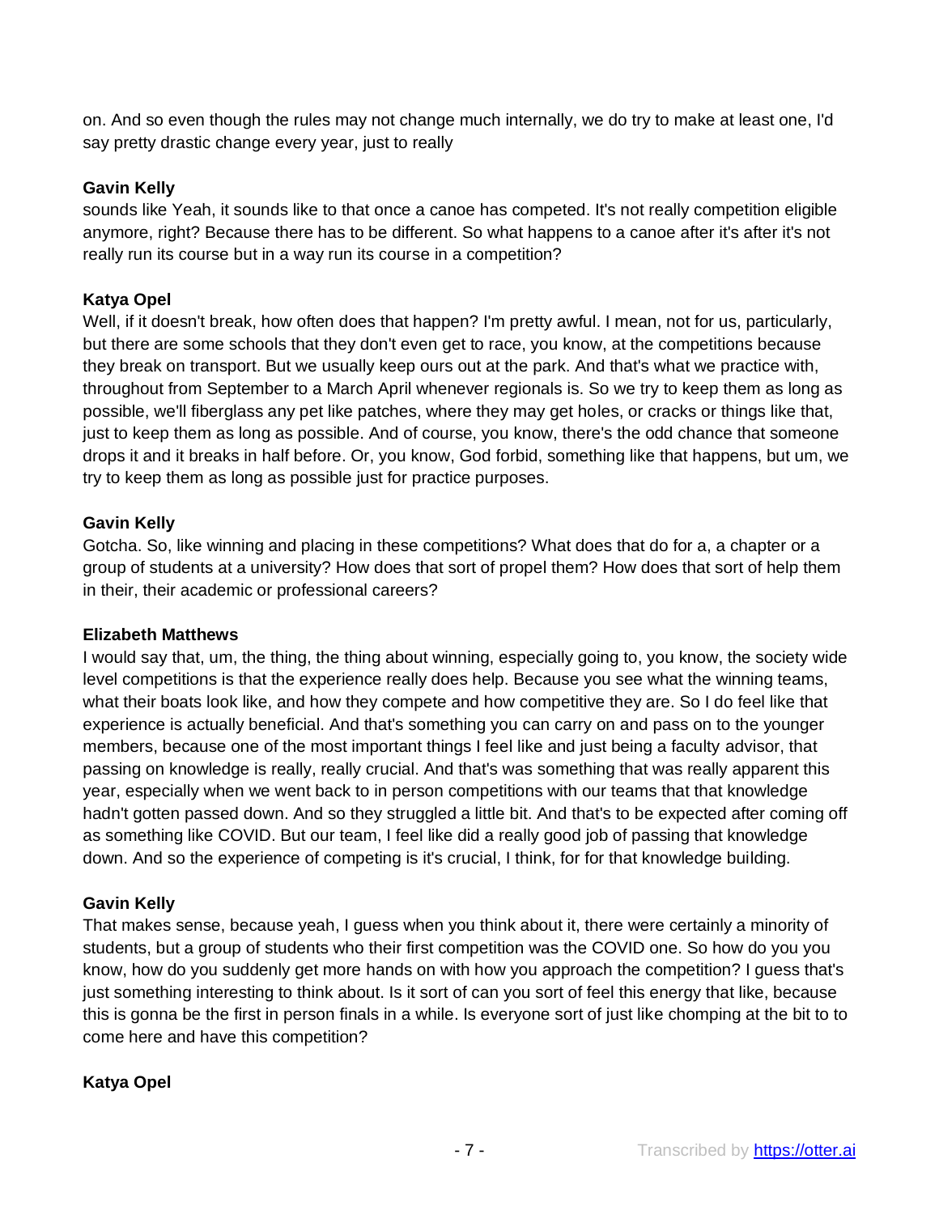on. And so even though the rules may not change much internally, we do try to make at least one, I'd say pretty drastic change every year, just to really

**Gavin Kelly**
sounds like Yeah, it sounds like to that once a canoe has competed. It's not really competition eligible anymore, right? Because there has to be different. So what happens to a canoe after it's after it's not really run its course but in a way run its course in a competition?

**Katya Opel**
Well, if it doesn't break, how often does that happen? I'm pretty awful. I mean, not for us, particularly, but there are some schools that they don't even get to race, you know, at the competitions because they break on transport. But we usually keep ours out at the park. And that's what we practice with, throughout from September to a March April whenever regionals is. So we try to keep them as long as possible, we'll fiberglass any pet like patches, where they may get holes, or cracks or things like that, just to keep them as long as possible. And of course, you know, there's the odd chance that someone drops it and it breaks in half before. Or, you know, God forbid, something like that happens, but um, we try to keep them as long as possible just for practice purposes.

**Gavin Kelly**
Gotcha. So, like winning and placing in these competitions? What does that do for a, a chapter or a group of students at a university? How does that sort of propel them? How does that sort of help them in their, their academic or professional careers?

**Elizabeth Matthews**
I would say that, um, the thing, the thing about winning, especially going to, you know, the society wide level competitions is that the experience really does help. Because you see what the winning teams, what their boats look like, and how they compete and how competitive they are. So I do feel like that experience is actually beneficial. And that's something you can carry on and pass on to the younger members, because one of the most important things I feel like and just being a faculty advisor, that passing on knowledge is really, really crucial. And that's was something that was really apparent this year, especially when we went back to in person competitions with our teams that that knowledge hadn't gotten passed down. And so they struggled a little bit. And that's to be expected after coming off as something like COVID. But our team, I feel like did a really good job of passing that knowledge down. And so the experience of competing is it's crucial, I think, for for that knowledge building.

**Gavin Kelly**
That makes sense, because yeah, I guess when you think about it, there were certainly a minority of students, but a group of students who their first competition was the COVID one. So how do you you know, how do you suddenly get more hands on with how you approach the competition? I guess that's just something interesting to think about. Is it sort of can you sort of feel this energy that like, because this is gonna be the first in person finals in a while. Is everyone sort of just like chomping at the bit to to come here and have this competition?

**Katya Opel**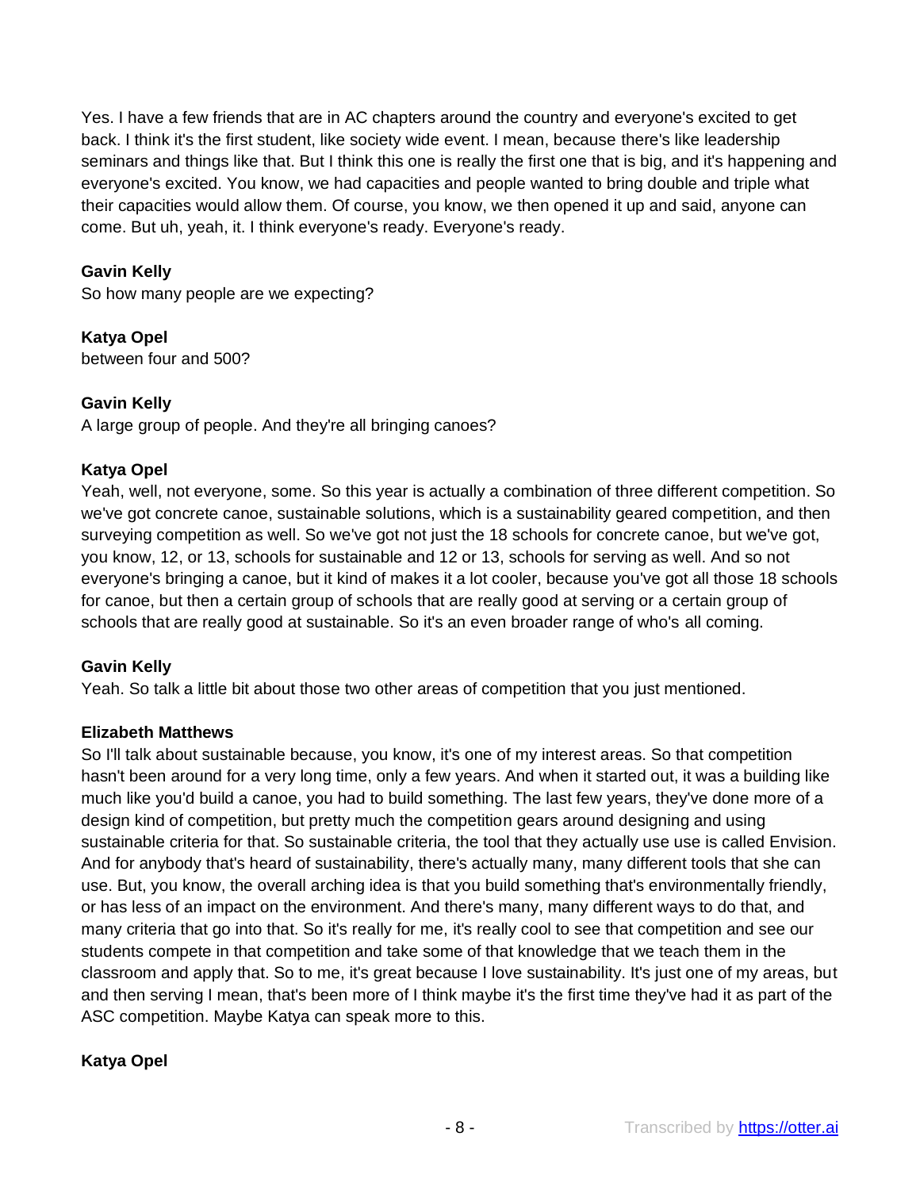Yes. I have a few friends that are in AC chapters around the country and everyone's excited to get back. I think it's the first student, like society wide event. I mean, because there's like leadership seminars and things like that. But I think this one is really the first one that is big, and it's happening and everyone's excited. You know, we had capacities and people wanted to bring double and triple what their capacities would allow them. Of course, you know, we then opened it up and said, anyone can come. But uh, yeah, it. I think everyone's ready. Everyone's ready.

**Gavin Kelly**
So how many people are we expecting?

**Katya Opel**
between four and 500?

**Gavin Kelly**
A large group of people. And they're all bringing canoes?

**Katya Opel**
Yeah, well, not everyone, some. So this year is actually a combination of three different competition. So we've got concrete canoe, sustainable solutions, which is a sustainability geared competition, and then surveying competition as well. So we've got not just the 18 schools for concrete canoe, but we've got, you know, 12, or 13, schools for sustainable and 12 or 13, schools for serving as well. And so not everyone's bringing a canoe, but it kind of makes it a lot cooler, because you've got all those 18 schools for canoe, but then a certain group of schools that are really good at serving or a certain group of schools that are really good at sustainable. So it's an even broader range of who's all coming.

**Gavin Kelly**
Yeah. So talk a little bit about those two other areas of competition that you just mentioned.

**Elizabeth Matthews**
So I'll talk about sustainable because, you know, it's one of my interest areas. So that competition hasn't been around for a very long time, only a few years. And when it started out, it was a building like much like you'd build a canoe, you had to build something. The last few years, they've done more of a design kind of competition, but pretty much the competition gears around designing and using sustainable criteria for that. So sustainable criteria, the tool that they actually use use is called Envision. And for anybody that's heard of sustainability, there's actually many, many different tools that she can use. But, you know, the overall arching idea is that you build something that's environmentally friendly, or has less of an impact on the environment. And there's many, many different ways to do that, and many criteria that go into that. So it's really for me, it's really cool to see that competition and see our students compete in that competition and take some of that knowledge that we teach them in the classroom and apply that. So to me, it's great because I love sustainability. It's just one of my areas, but and then serving I mean, that's been more of I think maybe it's the first time they've had it as part of the ASC competition. Maybe Katya can speak more to this.

**Katya Opel**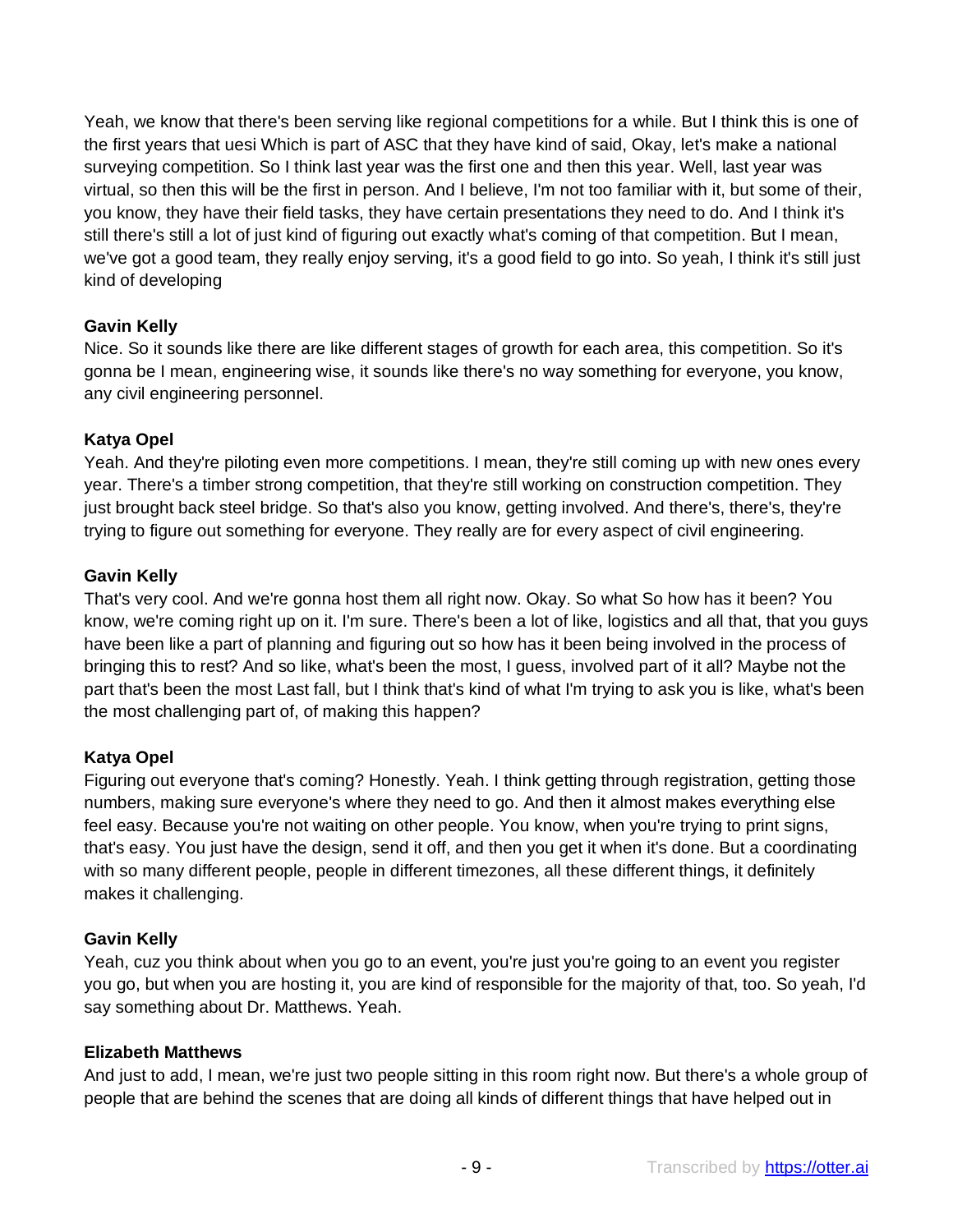Yeah, we know that there's been serving like regional competitions for a while. But I think this is one of the first years that uesi Which is part of ASC that they have kind of said, Okay, let's make a national surveying competition. So I think last year was the first one and then this year. Well, last year was virtual, so then this will be the first in person. And I believe, I'm not too familiar with it, but some of their, you know, they have their field tasks, they have certain presentations they need to do. And I think it's still there's still a lot of just kind of figuring out exactly what's coming of that competition. But I mean, we've got a good team, they really enjoy serving, it's a good field to go into. So yeah, I think it's still just kind of developing

**Gavin Kelly**
Nice. So it sounds like there are like different stages of growth for each area, this competition. So it's gonna be I mean, engineering wise, it sounds like there's no way something for everyone, you know, any civil engineering personnel.

**Katya Opel**
Yeah. And they're piloting even more competitions. I mean, they're still coming up with new ones every year. There's a timber strong competition, that they're still working on construction competition. They just brought back steel bridge. So that's also you know, getting involved. And there's, there's, they're trying to figure out something for everyone. They really are for every aspect of civil engineering.

**Gavin Kelly**
That's very cool. And we're gonna host them all right now. Okay. So what So how has it been? You know, we're coming right up on it. I'm sure. There's been a lot of like, logistics and all that, that you guys have been like a part of planning and figuring out so how has it been being involved in the process of bringing this to rest? And so like, what's been the most, I guess, involved part of it all? Maybe not the part that's been the most Last fall, but I think that's kind of what I'm trying to ask you is like, what's been the most challenging part of, of making this happen?

**Katya Opel**
Figuring out everyone that's coming? Honestly. Yeah. I think getting through registration, getting those numbers, making sure everyone's where they need to go. And then it almost makes everything else feel easy. Because you're not waiting on other people. You know, when you're trying to print signs, that's easy. You just have the design, send it off, and then you get it when it's done. But a coordinating with so many different people, people in different timezones, all these different things, it definitely makes it challenging.

**Gavin Kelly**
Yeah, cuz you think about when you go to an event, you're just you're going to an event you register you go, but when you are hosting it, you are kind of responsible for the majority of that, too. So yeah, I'd say something about Dr. Matthews. Yeah.

**Elizabeth Matthews**
And just to add, I mean, we're just two people sitting in this room right now. But there's a whole group of people that are behind the scenes that are doing all kinds of different things that have helped out in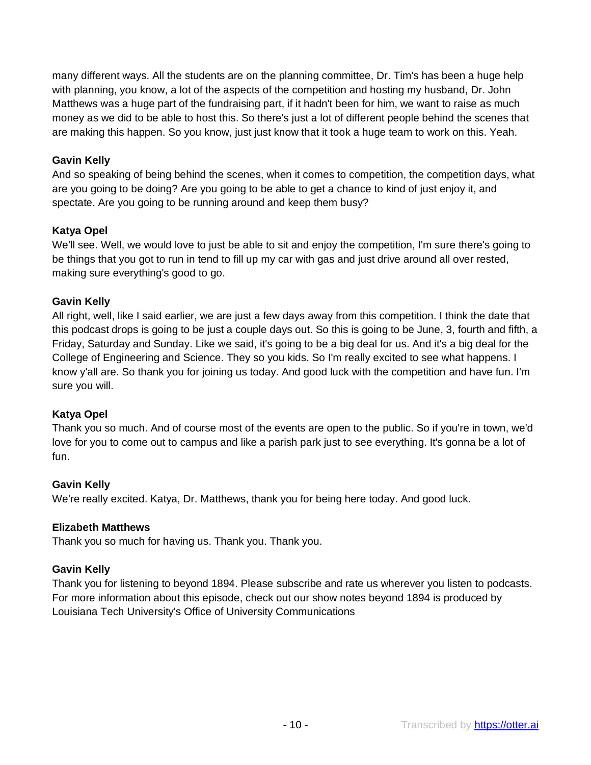many different ways. All the students are on the planning committee, Dr. Tim's has been a huge help with planning, you know, a lot of the aspects of the competition and hosting my husband, Dr. John Matthews was a huge part of the fundraising part, if it hadn't been for him, we want to raise as much money as we did to be able to host this. So there's just a lot of different people behind the scenes that are making this happen. So you know, just just know that it took a huge team to work on this. Yeah.

**Gavin Kelly**
And so speaking of being behind the scenes, when it comes to competition, the competition days, what are you going to be doing? Are you going to be able to get a chance to kind of just enjoy it, and spectate. Are you going to be running around and keep them busy?

**Katya Opel**
We'll see. Well, we would love to just be able to sit and enjoy the competition, I'm sure there's going to be things that you got to run in tend to fill up my car with gas and just drive around all over rested, making sure everything's good to go.

**Gavin Kelly**
All right, well, like I said earlier, we are just a few days away from this competition. I think the date that this podcast drops is going to be just a couple days out. So this is going to be June, 3, fourth and fifth, a Friday, Saturday and Sunday. Like we said, it's going to be a big deal for us. And it's a big deal for the College of Engineering and Science. They so you kids. So I'm really excited to see what happens. I know y'all are. So thank you for joining us today. And good luck with the competition and have fun. I'm sure you will.

**Katya Opel**
Thank you so much. And of course most of the events are open to the public. So if you're in town, we'd love for you to come out to campus and like a parish park just to see everything. It's gonna be a lot of fun.

**Gavin Kelly**
We're really excited. Katya, Dr. Matthews, thank you for being here today. And good luck.

**Elizabeth Matthews**
Thank you so much for having us. Thank you. Thank you.

**Gavin Kelly**
Thank you for listening to beyond 1894. Please subscribe and rate us wherever you listen to podcasts. For more information about this episode, check out our show notes beyond 1894 is produced by Louisiana Tech University's Office of University Communications